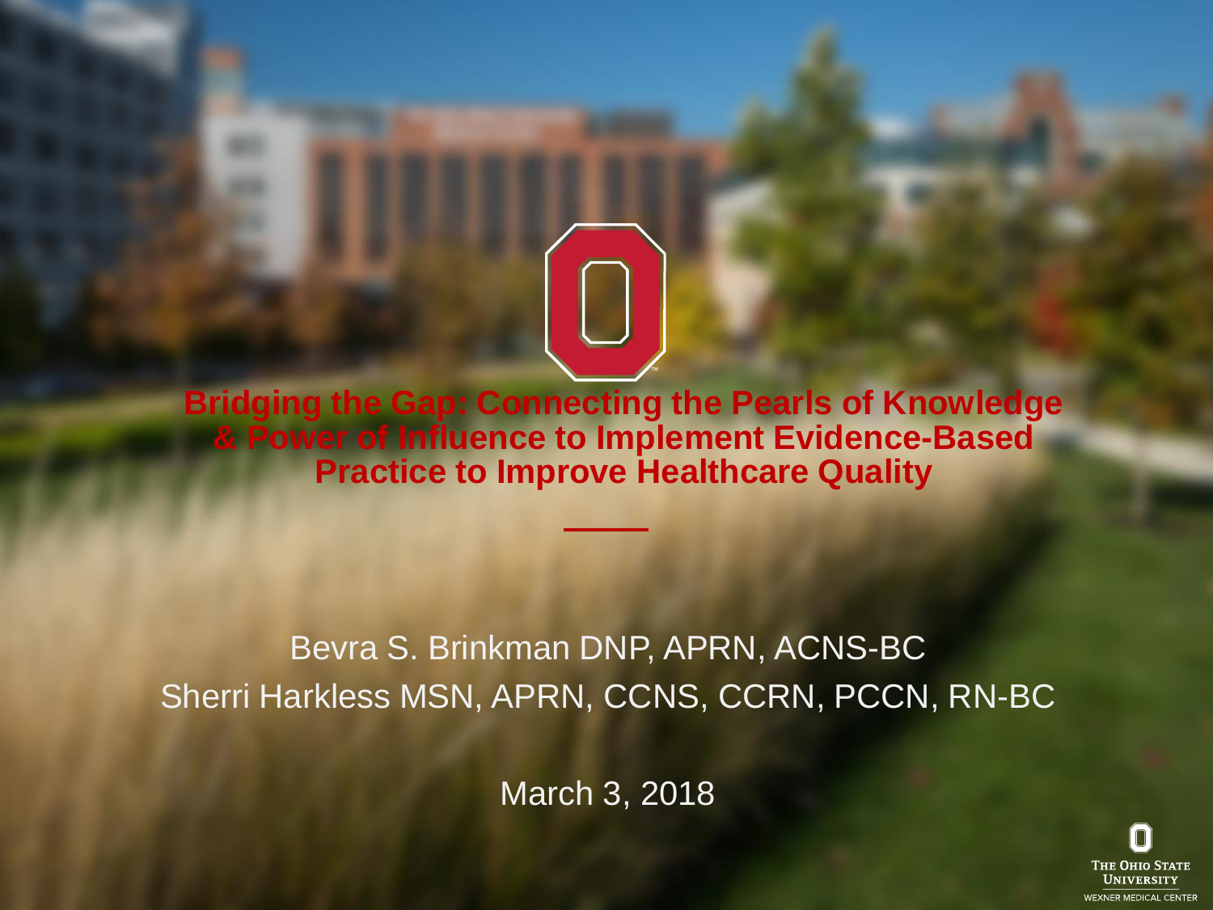# Bridging the Gap: Connecting the Pearls of Knowledge & Power of Influence to Implement Evidence-Based Practice to Improve Healthcare Quality

Bevra S. Brinkman DNP, APRN, ACNS-BC

Sherri Harkless MSN, APRN, CCNS, CCRN, PCCN, RN-BC

March 3, 2018

The Ohio State University
Wexner Medical Center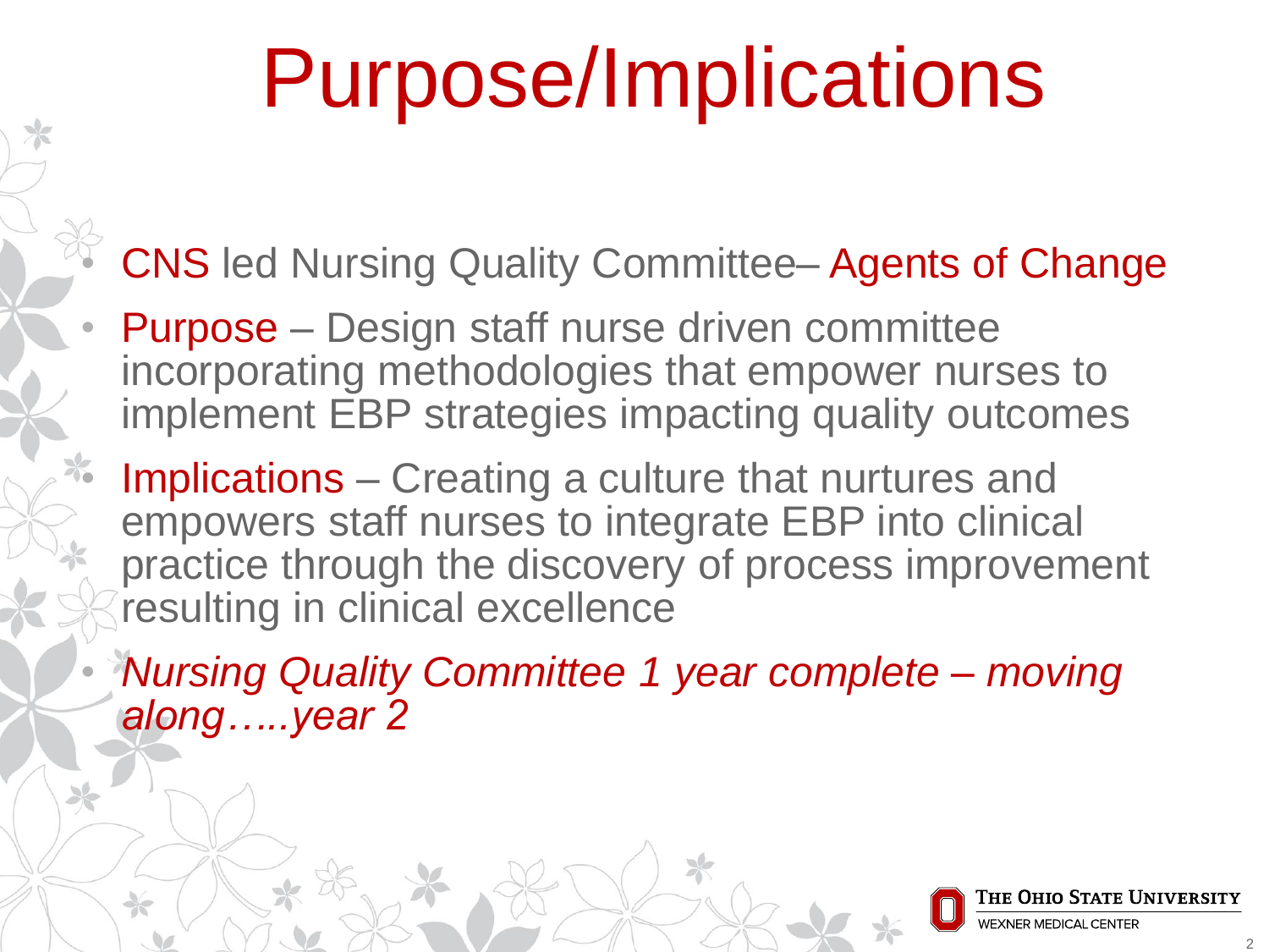# Purpose/Implications

- CNS led Nursing Quality Committee– Agents of Change
- Purpose – Design staff nurse driven committee incorporating methodologies that empower nurses to implement EBP strategies impacting quality outcomes
- Implications – Creating a culture that nurtures and empowers staff nurses to integrate EBP into clinical practice through the discovery of process improvement resulting in clinical excellence
- *Nursing Quality Committee 1 year complete – moving along…..year 2*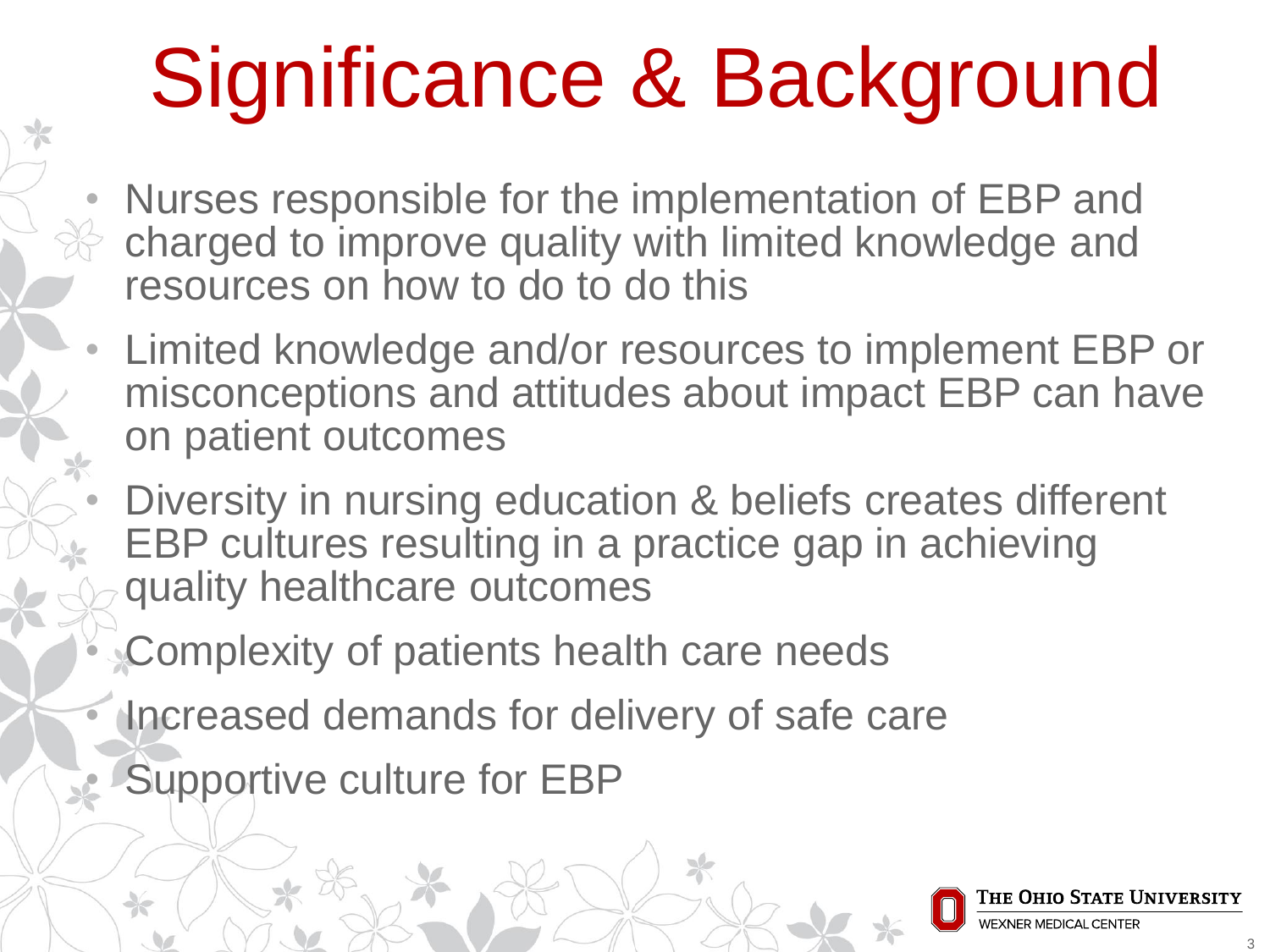# Significance & Background

- Nurses responsible for the implementation of EBP and charged to improve quality with limited knowledge and resources on how to do to do this
- Limited knowledge and/or resources to implement EBP or misconceptions and attitudes about impact EBP can have on patient outcomes
- Diversity in nursing education & beliefs creates different EBP cultures resulting in a practice gap in achieving quality healthcare outcomes
- Complexity of patients health care needs
- Increased demands for delivery of safe care
- Supportive culture for EBP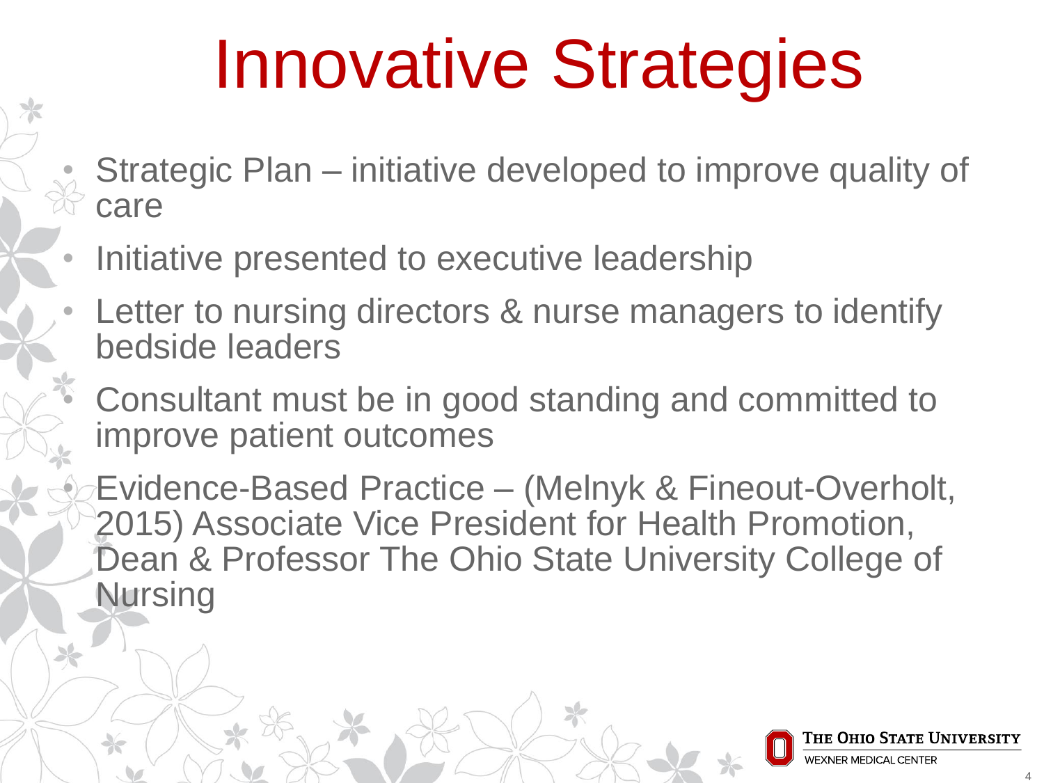# Innovative Strategies

- Strategic Plan – initiative developed to improve quality of care
- Initiative presented to executive leadership
- Letter to nursing directors & nurse managers to identify bedside leaders
- Consultant must be in good standing and committed to improve patient outcomes
- Evidence-Based Practice – (Melnyk & Fineout-Overholt, 2015) Associate Vice President for Health Promotion, Dean & Professor The Ohio State University College of Nursing

THE OHIO STATE UNIVERSITY
WEXNER MEDICAL CENTER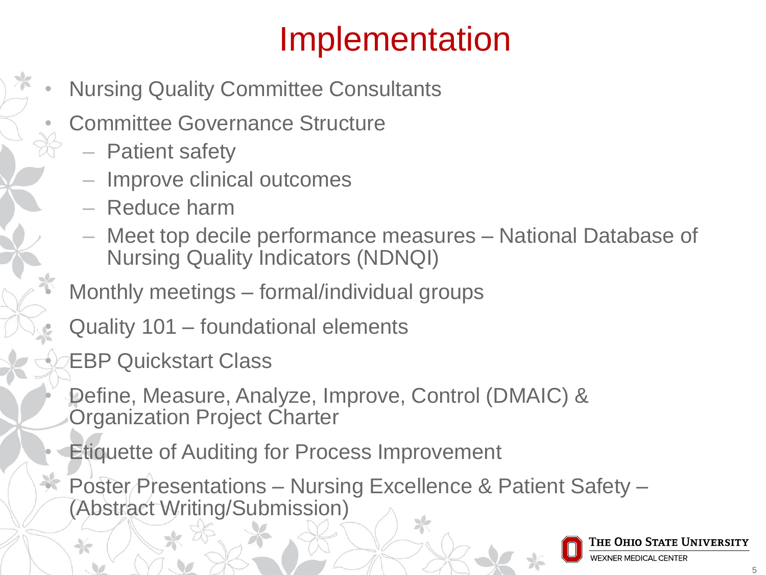# Implementation

- Nursing Quality Committee Consultants
- Committee Governance Structure
  - Patient safety
  - Improve clinical outcomes
  - Reduce harm
  - Meet top decile performance measures – National Database of Nursing Quality Indicators (NDNQI)
- Monthly meetings – formal/individual groups
- Quality 101 – foundational elements
- EBP Quickstart Class
- Define, Measure, Analyze, Improve, Control (DMAIC) & Organization Project Charter
- Etiquette of Auditing for Process Improvement
- Poster Presentations – Nursing Excellence & Patient Safety – (Abstract Writing/Submission)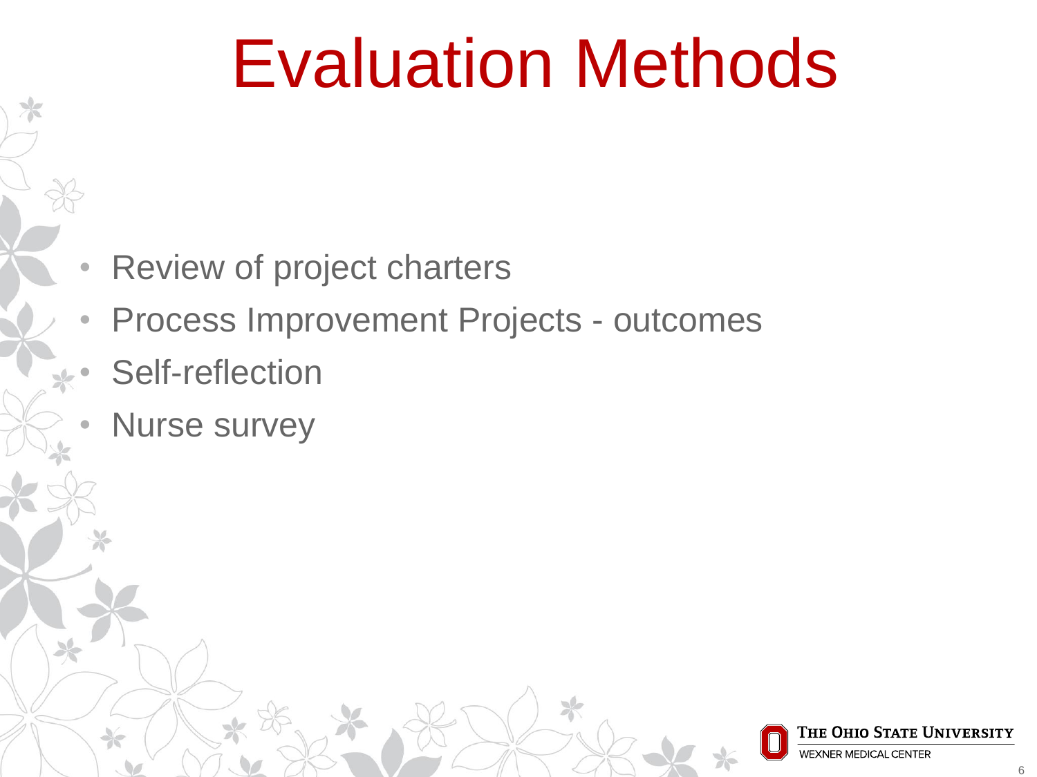# Evaluation Methods

- Review of project charters
- Process Improvement Projects - outcomes
- Self-reflection
- Nurse survey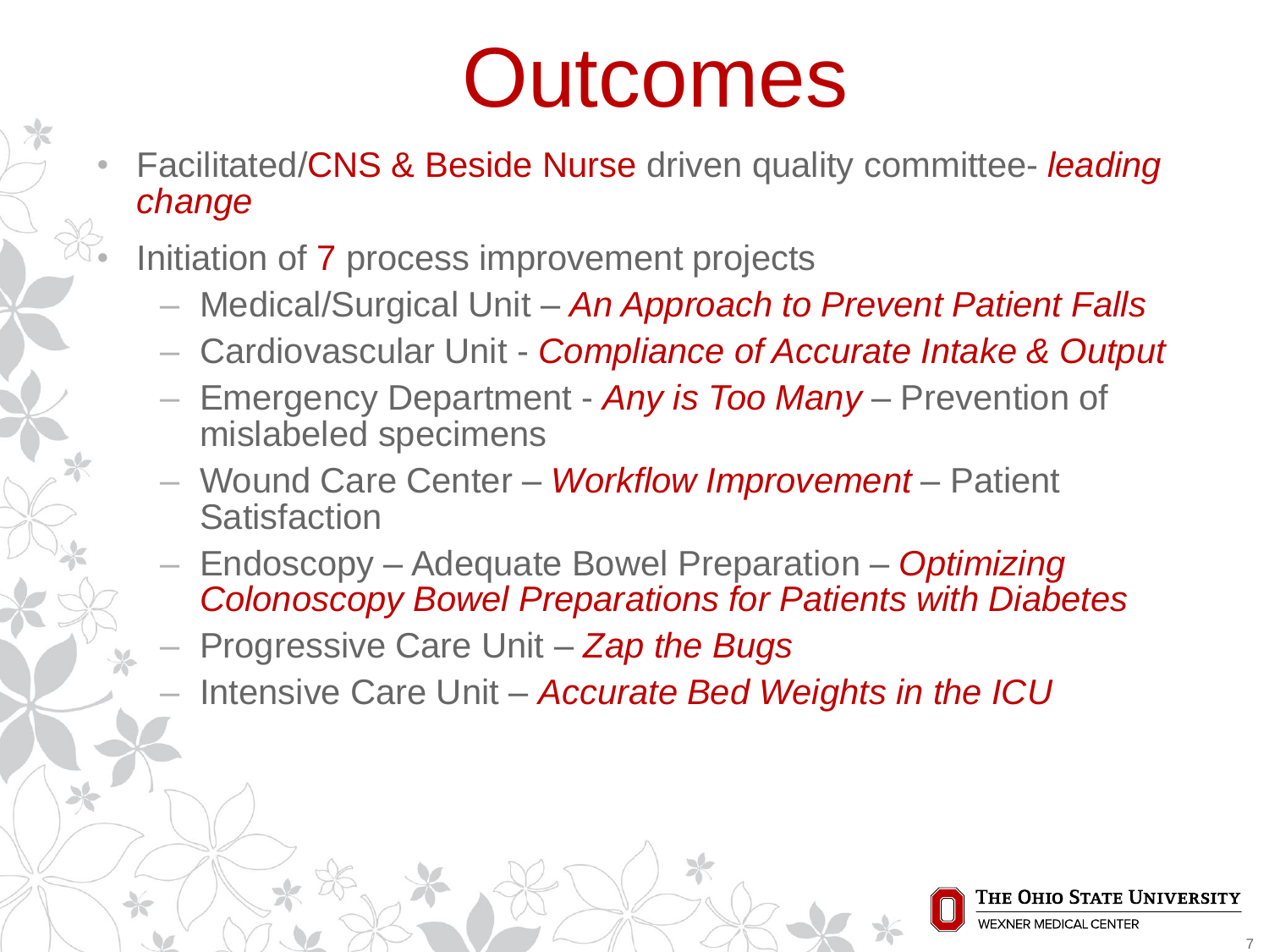# Outcomes

- Facilitated/CNS & Beside Nurse driven quality committee- *leading change*
- Initiation of 7 process improvement projects
  - Medical/Surgical Unit – *An Approach to Prevent Patient Falls*
  - Cardiovascular Unit - *Compliance of Accurate Intake & Output*
  - Emergency Department - *Any is Too Many* – Prevention of mislabeled specimens
  - Wound Care Center – *Workflow Improvement* – Patient Satisfaction
  - Endoscopy – Adequate Bowel Preparation – *Optimizing Colonoscopy Bowel Preparations for Patients with Diabetes*
  - Progressive Care Unit – *Zap the Bugs*
  - Intensive Care Unit – *Accurate Bed Weights in the ICU*

THE OHIO STATE UNIVERSITY
WEXNER MEDICAL CENTER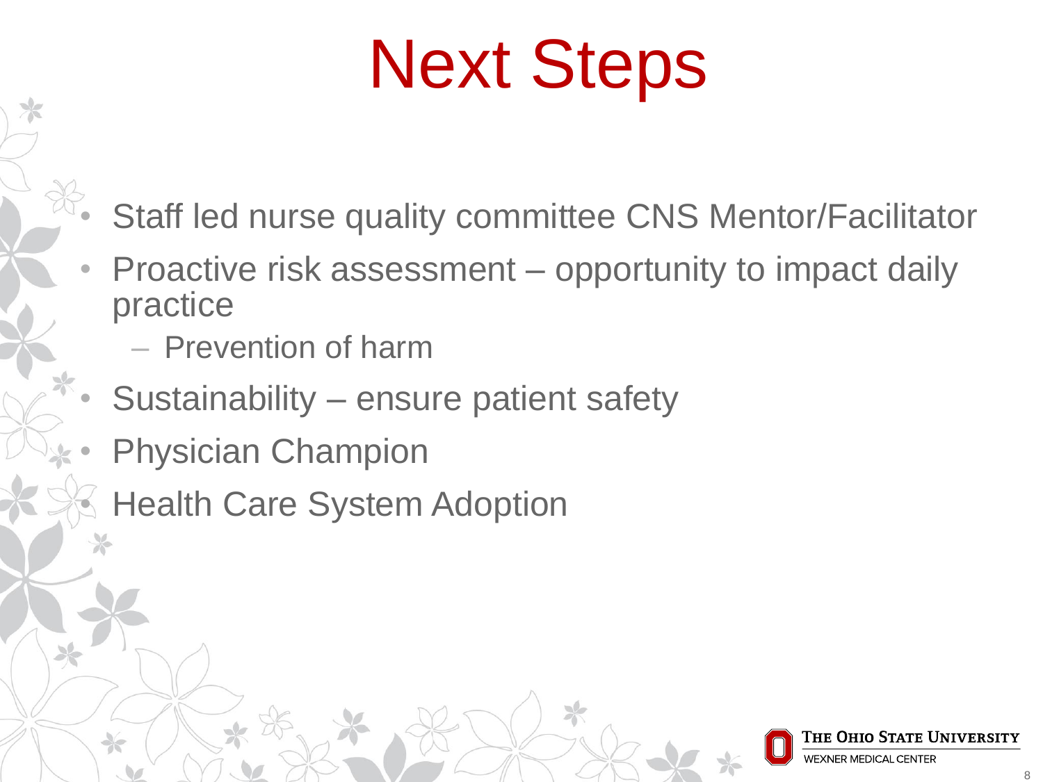# Next Steps

- Staff led nurse quality committee CNS Mentor/Facilitator
- Proactive risk assessment – opportunity to impact daily practice
  - Prevention of harm
- Sustainability – ensure patient safety
- Physician Champion
- Health Care System Adoption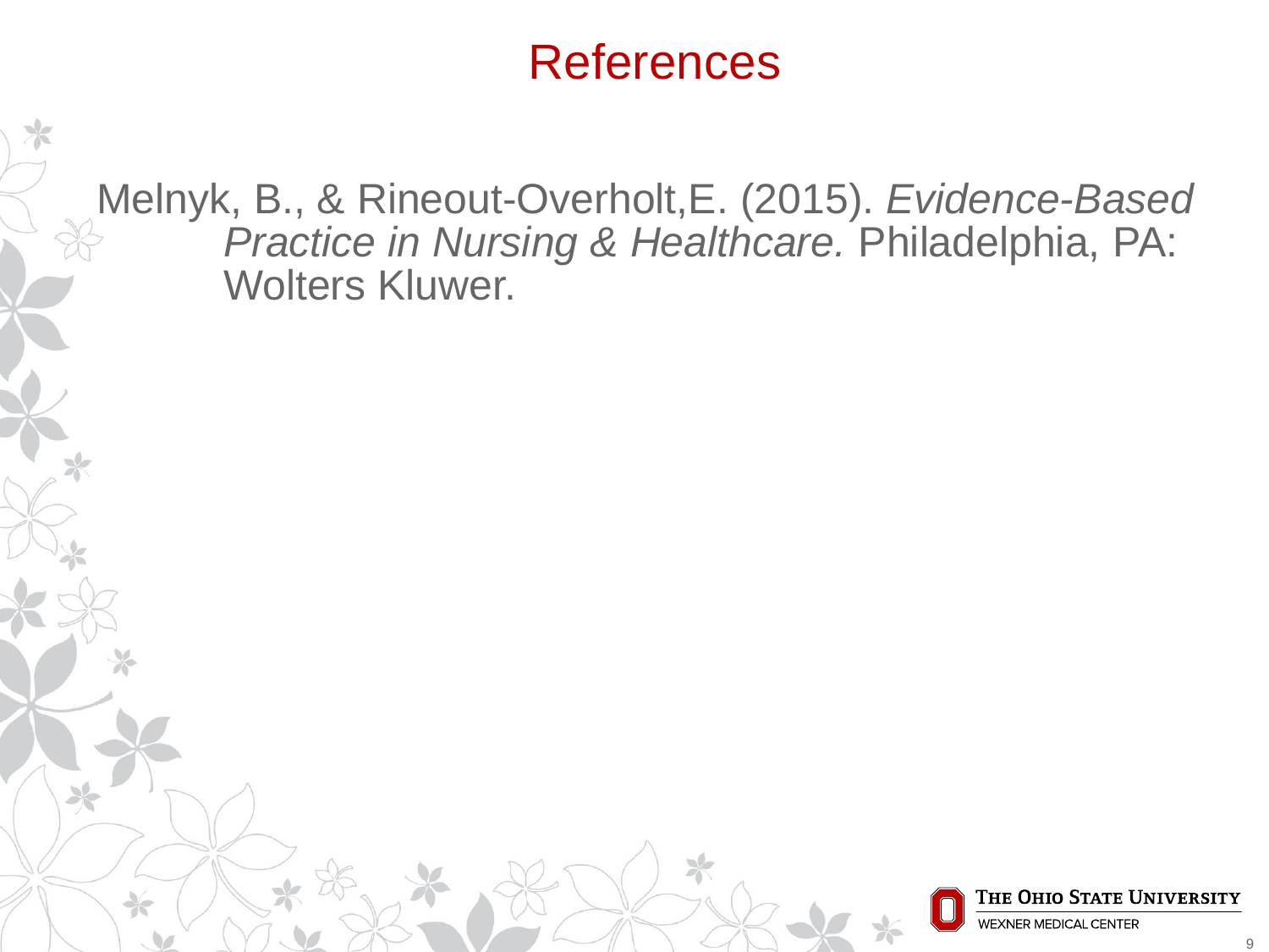# References

Melnyk, B., & Rineout-Overholt,E. (2015). *Evidence-Based Practice in Nursing & Healthcare.* Philadelphia, PA: Wolters Kluwer.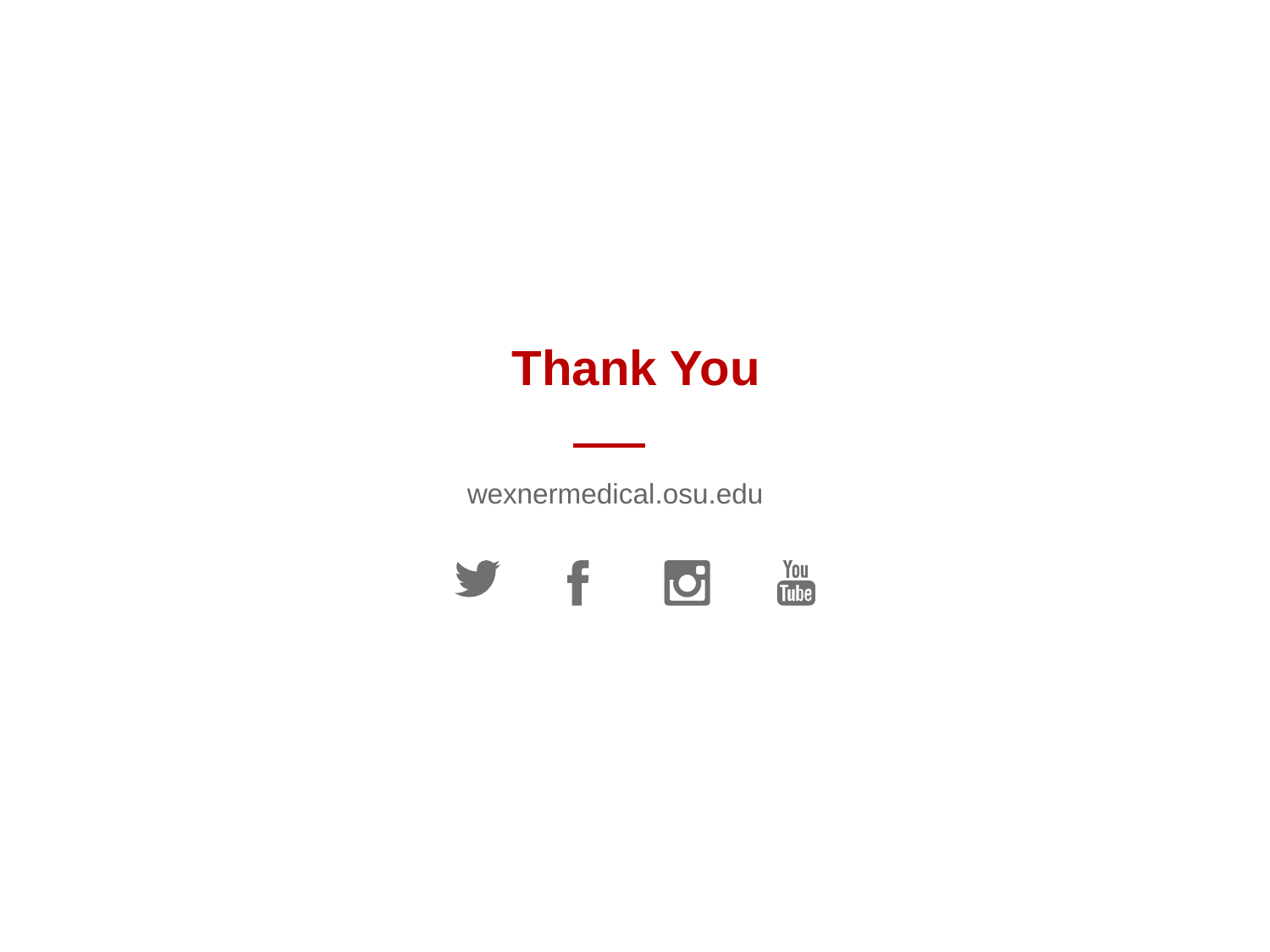# Thank You

wexnermedical.osu.edu